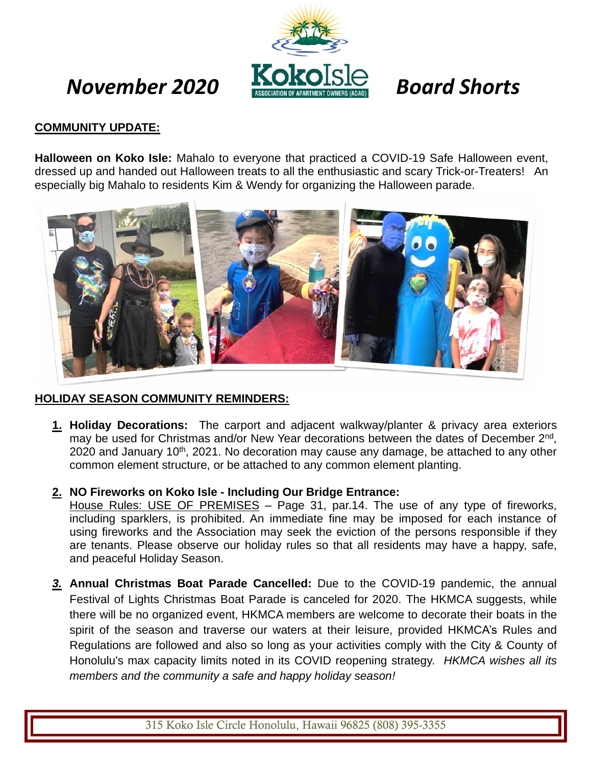# November 2020 Board Shorts

KokoIsle

ASSOCIATION OF APARTMENT OWNERS (AOAO)

## COMMUNITY UPDATE:

**Halloween on Koko Isle:** Mahalo to everyone that practiced a COVID-19 Safe Halloween event, dressed up and handed out Halloween treats to all the enthusiastic and scary Trick-or-Treaters! An especially big Mahalo to residents Kim & Wendy for organizing the Halloween parade.

## HOLIDAY SEASON COMMUNITY REMINDERS:

1. **Holiday Decorations:** The carport and adjacent walkway/planter & privacy area exteriors may be used for Christmas and/or New Year decorations between the dates of December 2nd, 2020 and January 10th, 2021. No decoration may cause any damage, be attached to any other common element structure, or be attached to any common element planting.

2. **NO Fireworks on Koko Isle - Including Our Bridge Entrance:** House Rules: USE OF PREMISES – Page 31, par.14. The use of any type of fireworks, including sparklers, is prohibited. An immediate fine may be imposed for each instance of using fireworks and the Association may seek the eviction of the persons responsible if they are tenants. Please observe our holiday rules so that all residents may have a happy, safe, and peaceful Holiday Season.

3. **Annual Christmas Boat Parade Cancelled:** Due to the COVID-19 pandemic, the annual Festival of Lights Christmas Boat Parade is canceled for 2020. The HKMCA suggests, while there will be no organized event, HKMCA members are welcome to decorate their boats in the spirit of the season and traverse our waters at their leisure, provided HKMCA's Rules and Regulations are followed and also so long as your activities comply with the City & County of Honolulu's max capacity limits noted in its COVID reopening strategy. *HKMCA wishes all its members and the community a safe and happy holiday season!*

315 Koko Isle Circle Honolulu, Hawaii 96825 (808) 395-3355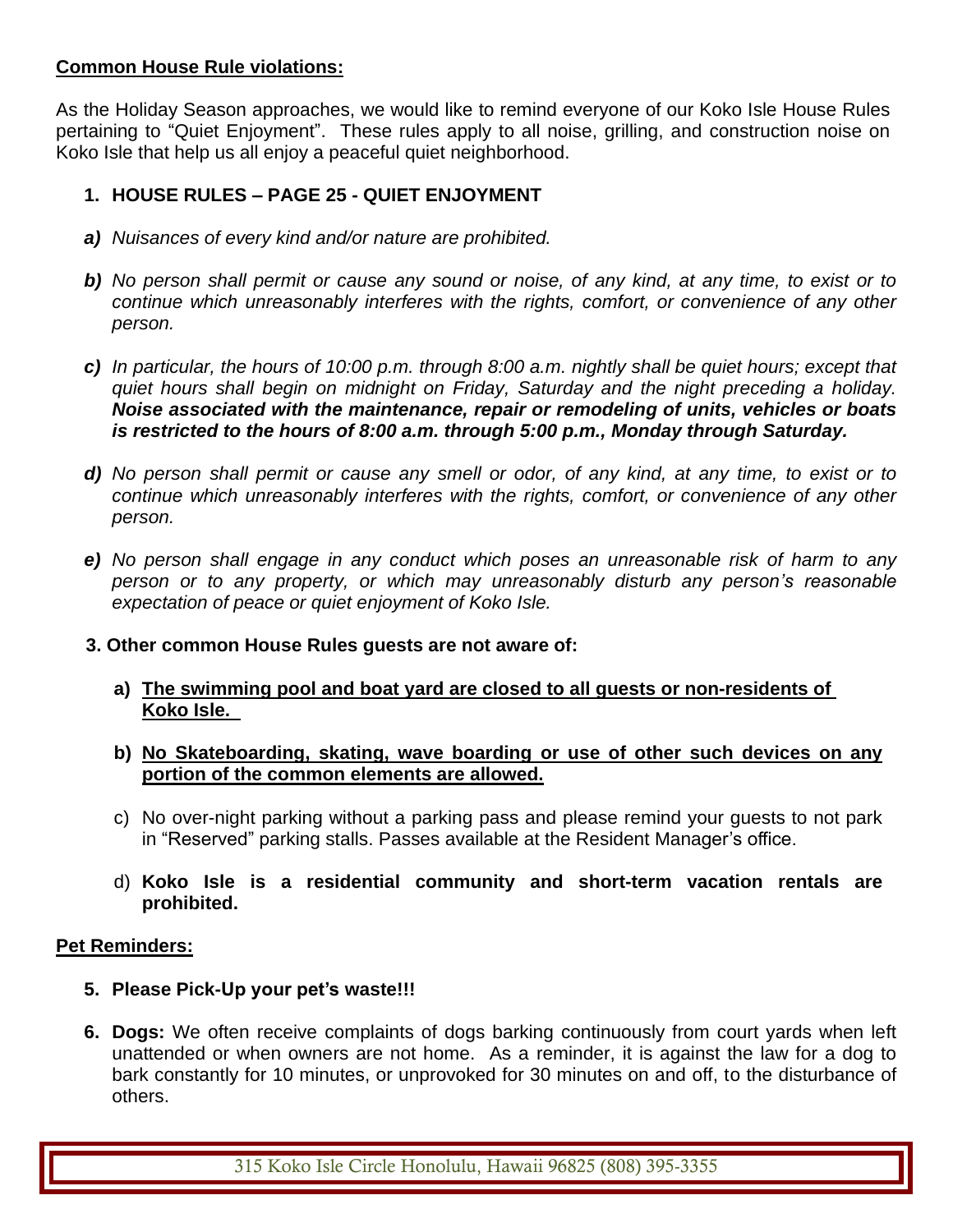**Common House Rule violations:**

As the Holiday Season approaches, we would like to remind everyone of our Koko Isle House Rules pertaining to "Quiet Enjoyment". These rules apply to all noise, grilling, and construction noise on Koko Isle that help us all enjoy a peaceful quiet neighborhood.

1. **HOUSE RULES – PAGE 25 - QUIET ENJOYMENT**

   ***a)*** *Nuisances of every kind and/or nature are prohibited.*

   ***b)*** *No person shall permit or cause any sound or noise, of any kind, at any time, to exist or to continue which unreasonably interferes with the rights, comfort, or convenience of any other person.*

   ***c)*** *In particular, the hours of 10:00 p.m. through 8:00 a.m. nightly shall be quiet hours; except that quiet hours shall begin on midnight on Friday, Saturday and the night preceding a holiday.* ***Noise associated with the maintenance, repair or remodeling of units, vehicles or boats is restricted to the hours of 8:00 a.m. through 5:00 p.m., Monday through Saturday.***

   ***d)*** *No person shall permit or cause any smell or odor, of any kind, at any time, to exist or to continue which unreasonably interferes with the rights, comfort, or convenience of any other person.*

   ***e)*** *No person shall engage in any conduct which poses an unreasonable risk of harm to any person or to any property, or which may unreasonably disturb any person's reasonable expectation of peace or quiet enjoyment of Koko Isle.*

3. **Other common House Rules guests are not aware of:**

   a) **The swimming pool and boat yard are closed to all guests or non-residents of Koko Isle.**

   b) **No Skateboarding, skating, wave boarding or use of other such devices on any portion of the common elements are allowed.**

   c) No over-night parking without a parking pass and please remind your guests to not park in "Reserved" parking stalls. Passes available at the Resident Manager's office.

   d) **Koko Isle is a residential community and short-term vacation rentals are prohibited.**

**Pet Reminders:**

5. **Please Pick-Up your pet's waste!!!**

6. **Dogs:** We often receive complaints of dogs barking continuously from court yards when left unattended or when owners are not home. As a reminder, it is against the law for a dog to bark constantly for 10 minutes, or unprovoked for 30 minutes on and off, to the disturbance of others.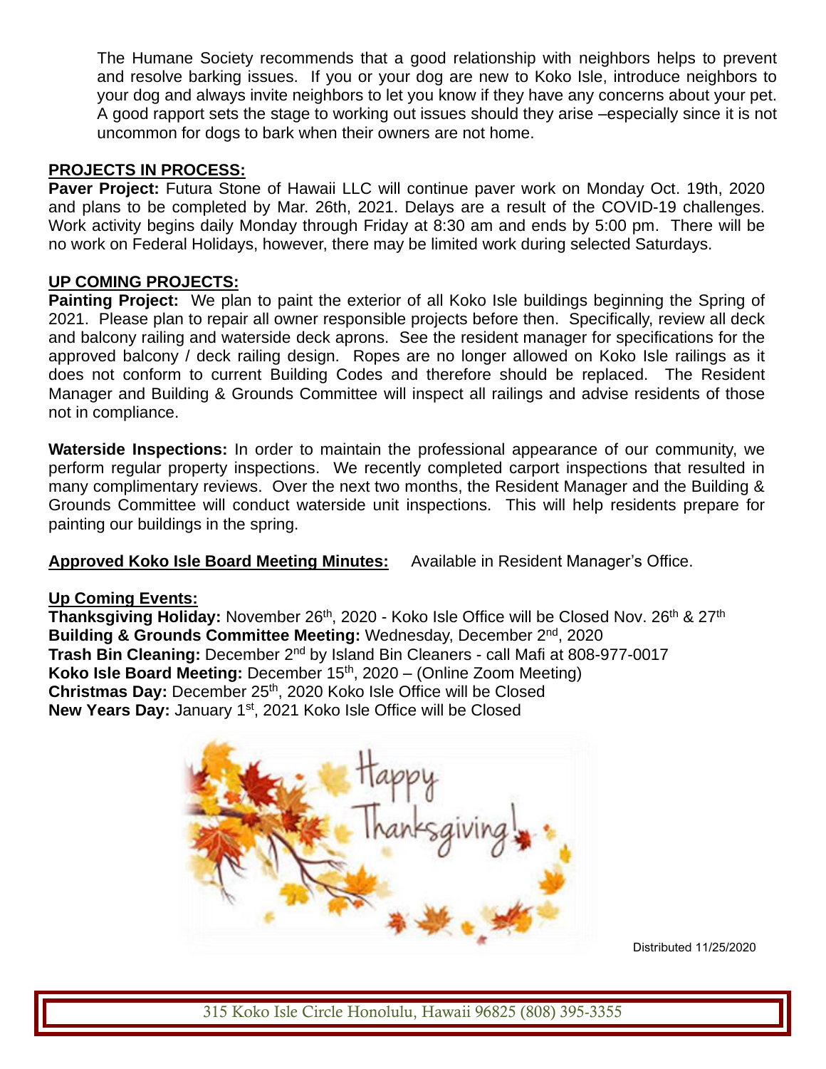The Humane Society recommends that a good relationship with neighbors helps to prevent and resolve barking issues. If you or your dog are new to Koko Isle, introduce neighbors to your dog and always invite neighbors to let you know if they have any concerns about your pet. A good rapport sets the stage to working out issues should they arise –especially since it is not uncommon for dogs to bark when their owners are not home.

**PROJECTS IN PROCESS:**

**Paver Project:** Futura Stone of Hawaii LLC will continue paver work on Monday Oct. 19th, 2020 and plans to be completed by Mar. 26th, 2021. Delays are a result of the COVID-19 challenges. Work activity begins daily Monday through Friday at 8:30 am and ends by 5:00 pm. There will be no work on Federal Holidays, however, there may be limited work during selected Saturdays.

**UP COMING PROJECTS:**

**Painting Project:** We plan to paint the exterior of all Koko Isle buildings beginning the Spring of 2021. Please plan to repair all owner responsible projects before then. Specifically, review all deck and balcony railing and waterside deck aprons. See the resident manager for specifications for the approved balcony / deck railing design. Ropes are no longer allowed on Koko Isle railings as it does not conform to current Building Codes and therefore should be replaced. The Resident Manager and Building & Grounds Committee will inspect all railings and advise residents of those not in compliance.

**Waterside Inspections:** In order to maintain the professional appearance of our community, we perform regular property inspections. We recently completed carport inspections that resulted in many complimentary reviews. Over the next two months, the Resident Manager and the Building & Grounds Committee will conduct waterside unit inspections. This will help residents prepare for painting our buildings in the spring.

**Approved Koko Isle Board Meeting Minutes:** Available in Resident Manager's Office.

**Up Coming Events:**

**Thanksgiving Holiday:** November 26th, 2020 - Koko Isle Office will be Closed Nov. 26th & 27th
**Building & Grounds Committee Meeting:** Wednesday, December 2nd, 2020
**Trash Bin Cleaning:** December 2nd by Island Bin Cleaners - call Mafi at 808-977-0017
**Koko Isle Board Meeting:** December 15th, 2020 – (Online Zoom Meeting)
**Christmas Day:** December 25th, 2020 Koko Isle Office will be Closed
**New Years Day:** January 1st, 2021 Koko Isle Office will be Closed

Happy Thanksgiving!

Distributed 11/25/2020

315 Koko Isle Circle Honolulu, Hawaii 96825 (808) 395-3355